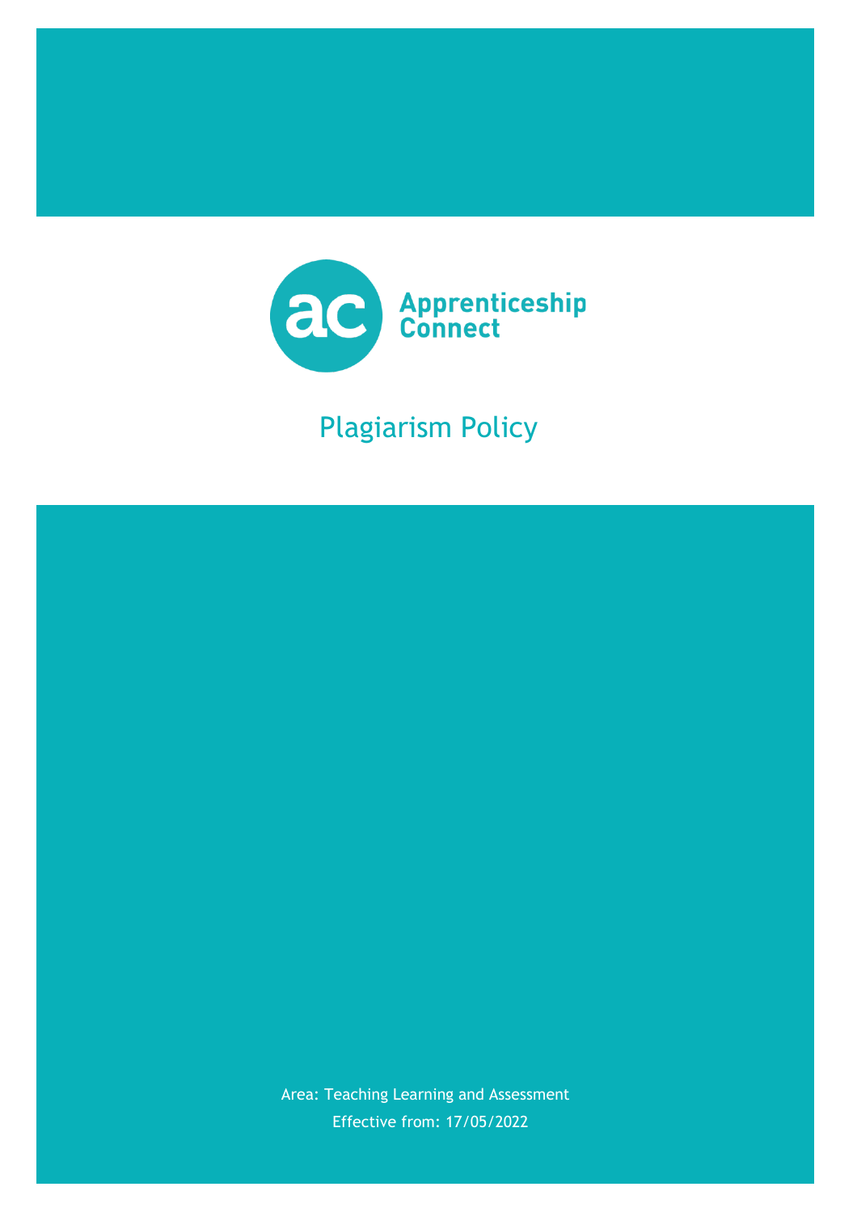Apprenticeship Connect

# Plagiarism Policy

Area: Teaching Learning and Assessment

Effective from: 17/05/2022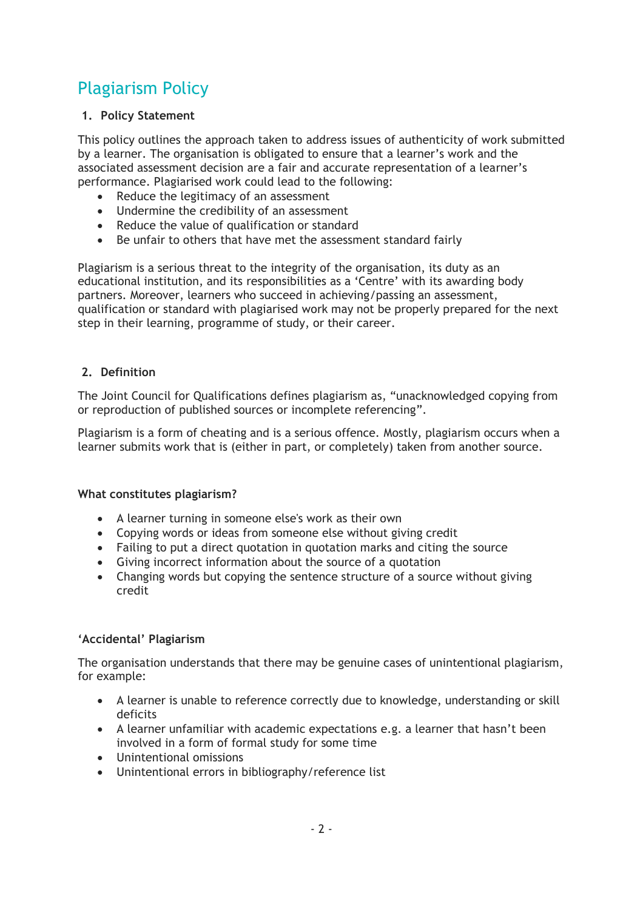# Plagiarism Policy

## 1. Policy Statement

This policy outlines the approach taken to address issues of authenticity of work submitted by a learner. The organisation is obligated to ensure that a learner's work and the associated assessment decision are a fair and accurate representation of a learner's performance. Plagiarised work could lead to the following:

- Reduce the legitimacy of an assessment
- Undermine the credibility of an assessment
- Reduce the value of qualification or standard
- Be unfair to others that have met the assessment standard fairly

Plagiarism is a serious threat to the integrity of the organisation, its duty as an educational institution, and its responsibilities as a 'Centre' with its awarding body partners. Moreover, learners who succeed in achieving/passing an assessment, qualification or standard with plagiarised work may not be properly prepared for the next step in their learning, programme of study, or their career.

## 2. Definition

The Joint Council for Qualifications defines plagiarism as, "unacknowledged copying from or reproduction of published sources or incomplete referencing".

Plagiarism is a form of cheating and is a serious offence. Mostly, plagiarism occurs when a learner submits work that is (either in part, or completely) taken from another source.

### What constitutes plagiarism?

- A learner turning in someone else's work as their own
- Copying words or ideas from someone else without giving credit
- Failing to put a direct quotation in quotation marks and citing the source
- Giving incorrect information about the source of a quotation
- Changing words but copying the sentence structure of a source without giving credit

### 'Accidental' Plagiarism

The organisation understands that there may be genuine cases of unintentional plagiarism, for example:

- A learner is unable to reference correctly due to knowledge, understanding or skill deficits
- A learner unfamiliar with academic expectations e.g. a learner that hasn't been involved in a form of formal study for some time
- Unintentional omissions
- Unintentional errors in bibliography/reference list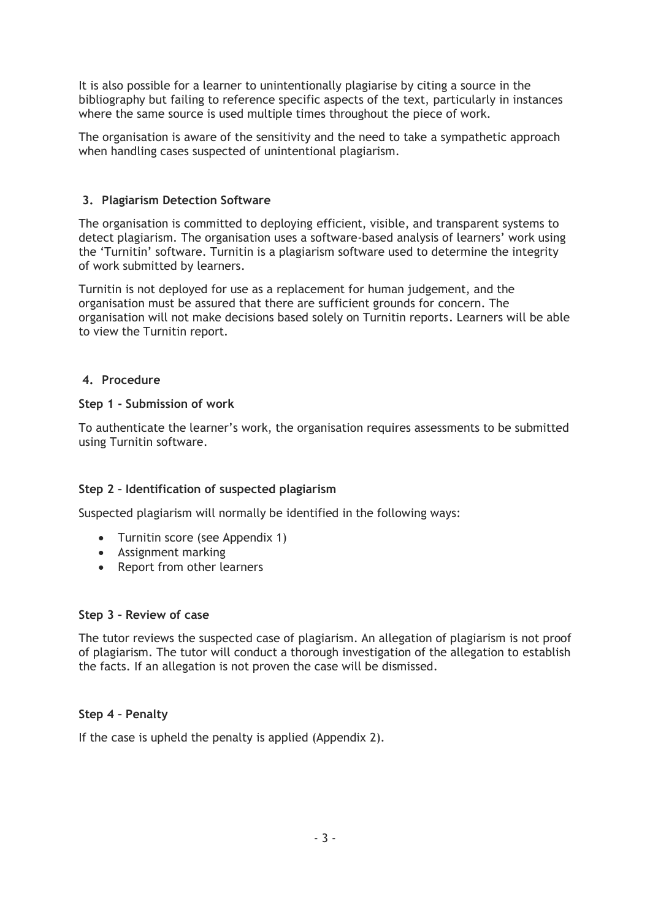It is also possible for a learner to unintentionally plagiarise by citing a source in the bibliography but failing to reference specific aspects of the text, particularly in instances where the same source is used multiple times throughout the piece of work.

The organisation is aware of the sensitivity and the need to take a sympathetic approach when handling cases suspected of unintentional plagiarism.

## 3. Plagiarism Detection Software

The organisation is committed to deploying efficient, visible, and transparent systems to detect plagiarism. The organisation uses a software-based analysis of learners' work using the 'Turnitin' software. Turnitin is a plagiarism software used to determine the integrity of work submitted by learners.

Turnitin is not deployed for use as a replacement for human judgement, and the organisation must be assured that there are sufficient grounds for concern. The organisation will not make decisions based solely on Turnitin reports. Learners will be able to view the Turnitin report.

## 4. Procedure

### Step 1 - Submission of work

To authenticate the learner's work, the organisation requires assessments to be submitted using Turnitin software.

### Step 2 – Identification of suspected plagiarism

Suspected plagiarism will normally be identified in the following ways:

- Turnitin score (see Appendix 1)
- Assignment marking
- Report from other learners

### Step 3 – Review of case

The tutor reviews the suspected case of plagiarism. An allegation of plagiarism is not proof of plagiarism. The tutor will conduct a thorough investigation of the allegation to establish the facts. If an allegation is not proven the case will be dismissed.

### Step 4 – Penalty

If the case is upheld the penalty is applied (Appendix 2).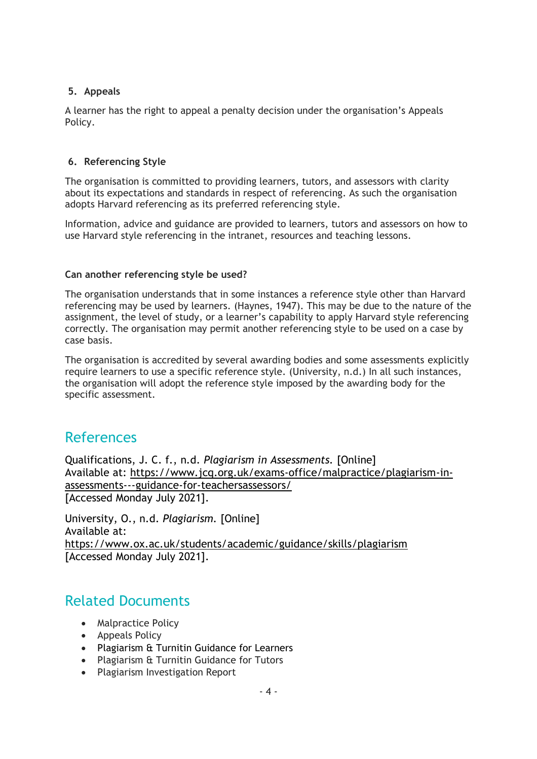## 5. Appeals

A learner has the right to appeal a penalty decision under the organisation's Appeals Policy.

## 6. Referencing Style

The organisation is committed to providing learners, tutors, and assessors with clarity about its expectations and standards in respect of referencing. As such the organisation adopts Harvard referencing as its preferred referencing style.

Information, advice and guidance are provided to learners, tutors and assessors on how to use Harvard style referencing in the intranet, resources and teaching lessons.

### Can another referencing style be used?

The organisation understands that in some instances a reference style other than Harvard referencing may be used by learners. (Haynes, 1947). This may be due to the nature of the assignment, the level of study, or a learner's capability to apply Harvard style referencing correctly. The organisation may permit another referencing style to be used on a case by case basis.

The organisation is accredited by several awarding bodies and some assessments explicitly require learners to use a specific reference style. (University, n.d.) In all such instances, the organisation will adopt the reference style imposed by the awarding body for the specific assessment.

# References

Qualifications, J. C. f., n.d. *Plagiarism in Assessments.* [Online]
Available at: https://www.jcq.org.uk/exams-office/malpractice/plagiarism-in-assessments---guidance-for-teachersassessors/
[Accessed Monday July 2021].

University, O., n.d. *Plagiarism.* [Online]
Available at:
https://www.ox.ac.uk/students/academic/guidance/skills/plagiarism
[Accessed Monday July 2021].

# Related Documents

- Malpractice Policy
- Appeals Policy
- Plagiarism & Turnitin Guidance for Learners
- Plagiarism & Turnitin Guidance for Tutors
- Plagiarism Investigation Report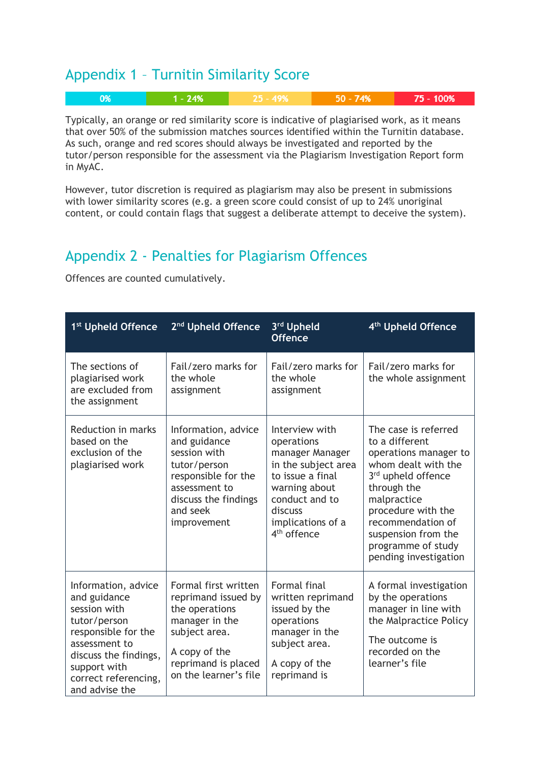## Appendix 1 – Turnitin Similarity Score

| 0% | 1 - 24% | 25 - 49% | 50 - 74% | 75 - 100% |
|---|---|---|---|---|

Typically, an orange or red similarity score is indicative of plagiarised work, as it means that over 50% of the submission matches sources identified within the Turnitin database. As such, orange and red scores should always be investigated and reported by the tutor/person responsible for the assessment via the Plagiarism Investigation Report form in MyAC.

However, tutor discretion is required as plagiarism may also be present in submissions with lower similarity scores (e.g. a green score could consist of up to 24% unoriginal content, or could contain flags that suggest a deliberate attempt to deceive the system).

## Appendix 2 - Penalties for Plagiarism Offences

Offences are counted cumulatively.

| 1st Upheld Offence | 2nd Upheld Offence | 3rd Upheld Offence | 4th Upheld Offence |
|---|---|---|---|
| The sections of plagiarised work are excluded from the assignment | Fail/zero marks for the whole assignment | Fail/zero marks for the whole assignment | Fail/zero marks for the whole assignment |
| Reduction in marks based on the exclusion of the plagiarised work | Information, advice and guidance session with tutor/person responsible for the assessment to discuss the findings and seek improvement | Interview with operations manager Manager in the subject area to issue a final warning about conduct and to discuss implications of a 4th offence | The case is referred to a different operations manager to whom dealt with the 3rd upheld offence through the malpractice procedure with the recommendation of suspension from the programme of study pending investigation |
| Information, advice and guidance session with tutor/person responsible for the assessment to discuss the findings, support with correct referencing, and advise the | Formal first written reprimand issued by the operations manager in the subject area.<br><br>A copy of the reprimand is placed on the learner's file | Formal final written reprimand issued by the operations manager in the subject area.<br><br>A copy of the reprimand is | A formal investigation by the operations manager in line with the Malpractice Policy<br><br>The outcome is recorded on the learner's file |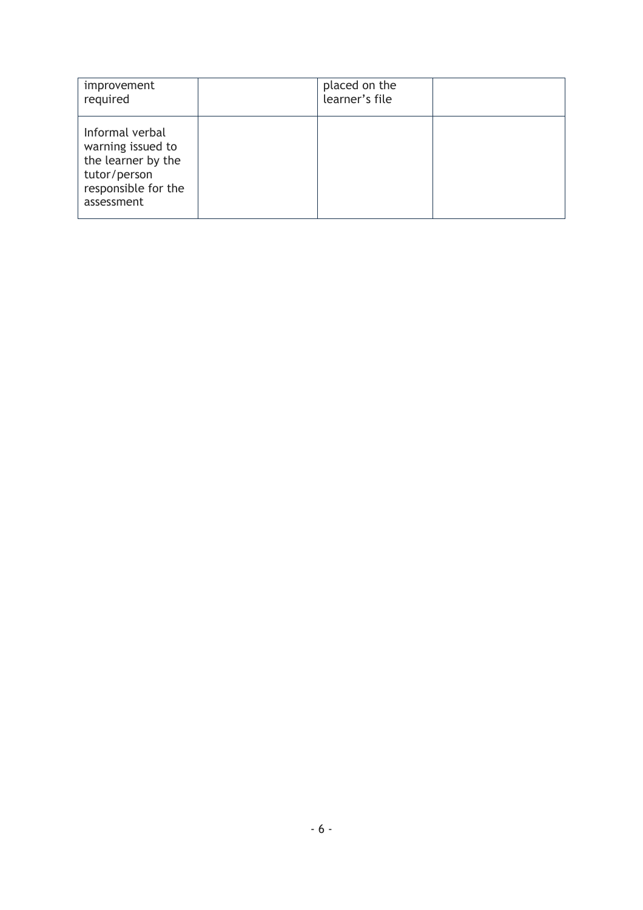| | | | |
|---|---|---|---|
| improvement required | | placed on the learner's file | |
| Informal verbal warning issued to the learner by the tutor/person responsible for the assessment | | | |